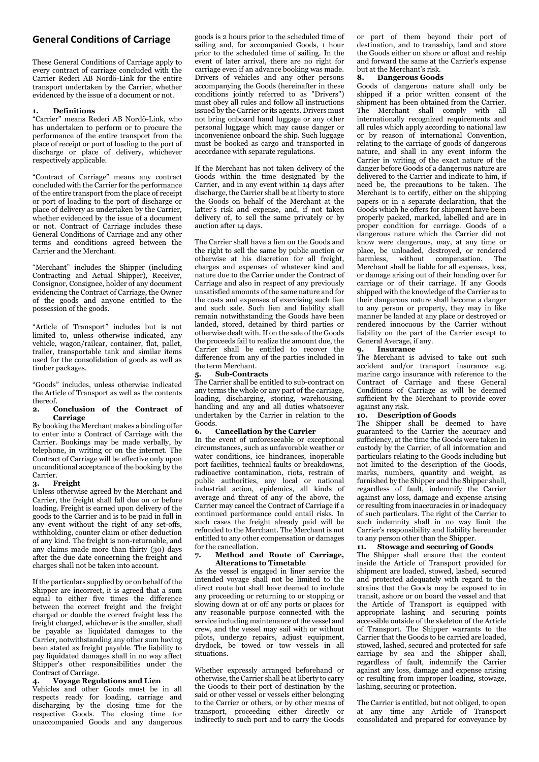## General Conditions of Carriage

These General Conditions of Carriage apply to every contract of carriage concluded with the Carrier Rederi AB Nordö-Link for the entire transport undertaken by the Carrier, whether evidenced by the issue of a document or not.

### 1. Definitions

"Carrier" means Rederi AB Nordö-Link, who has undertaken to perform or to procure the performance of the entire transport from the place of receipt or port of loading to the port of discharge or place of delivery, whichever respectively applicable.

"Contract of Carriage" means any contract concluded with the Carrier for the performance of the entire transport from the place of receipt or port of loading to the port of discharge or place of delivery as undertaken by the Carrier, whether evidenced by the issue of a document or not. Contract of Carriage includes these General Conditions of Carriage and any other terms and conditions agreed between the Carrier and the Merchant.

"Merchant" includes the Shipper (including Contracting and Actual Shipper), Receiver, Consignor, Consignee, holder of any document evidencing the Contract of Carriage, the Owner of the goods and anyone entitled to the possession of the goods.

"Article of Transport" includes but is not limited to, unless otherwise indicated, any vehicle, wagon/railcar, container, flat, pallet, trailer, transportable tank and similar items used for the consolidation of goods as well as timber packages.

"Goods" includes, unless otherwise indicated the Article of Transport as well as the contents thereof.

### 2. Conclusion of the Contract of Carriage

By booking the Merchant makes a binding offer to enter into a Contract of Carriage with the Carrier. Bookings may be made verbally, by telephone, in writing or on the internet. The Contract of Carriage will be effective only upon unconditional acceptance of the booking by the Carrier.

### 3. Freight

Unless otherwise agreed by the Merchant and Carrier, the freight shall fall due on or before loading. Freight is earned upon delivery of the goods to the Carrier and is to be paid in full in any event without the right of any set-offs, withholding, counter claim or other deduction of any kind. The freight is non-returnable, and any claims made more than thirty (30) days after the due date concerning the freight and charges shall not be taken into account.

If the particulars supplied by or on behalf of the Shipper are incorrect, it is agreed that a sum equal to either five times the difference between the correct freight and the freight charged or double the correct freight less the freight charged, whichever is the smaller, shall be payable as liquidated damages to the Carrier, notwithstanding any other sum having been stated as freight payable. The liability to pay liquidated damages shall in no way affect Shipper's other responsibilities under the Contract of Carriage.

### 4. Voyage Regulations and Lien

Vehicles and other Goods must be in all respects ready for loading, carriage and discharging by the closing time for the respective Goods. The closing time for unaccompanied Goods and any dangerous goods is 2 hours prior to the scheduled time of sailing and, for accompanied Goods, 1 hour prior to the scheduled time of sailing. In the event of later arrival, there are no right for carriage even if an advance booking was made. Drivers of vehicles and any other persons accompanying the Goods (hereinafter in these conditions jointly referred to as "Drivers") must obey all rules and follow all instructions issued by the Carrier or its agents. Drivers must not bring onboard hand luggage or any other personal luggage which may cause danger or inconvenience onboard the ship. Such luggage must be booked as cargo and transported in accordance with separate regulations.

If the Merchant has not taken delivery of the Goods within the time designated by the Carrier, and in any event within 14 days after discharge, the Carrier shall be at liberty to store the Goods on behalf of the Merchant at the latter's risk and expense, and, if not taken delivery of, to sell the same privately or by auction after 14 days.

The Carrier shall have a lien on the Goods and the right to sell the same by public auction or otherwise at his discretion for all freight, charges and expenses of whatever kind and nature due to the Carrier under the Contract of Carriage and also in respect of any previously unsatisfied amounts of the same nature and for the costs and expenses of exercising such lien and such sale. Such lien and liability shall remain notwithstanding the Goods have been landed, stored, detained by third parties or otherwise dealt with. If on the sale of the Goods the proceeds fail to realize the amount due, the Carrier shall be entitled to recover the difference from any of the parties included in the term Merchant.

### 5. Sub-Contracts

The Carrier shall be entitled to sub-contract on any terms the whole or any part of the carriage, loading, discharging, storing, warehousing, handling and any and all duties whatsoever undertaken by the Carrier in relation to the Goods.

### 6. Cancellation by the Carrier

In the event of unforeseeable or exceptional circumstances, such as unfavorable weather or water conditions, ice hindrances, inoperable port facilities, technical faults or breakdowns, radioactive contamination, riots, restrain of public authorities, any local or national industrial action, epidemics, all kinds of average and threat of any of the above, the Carrier may cancel the Contract of Carriage if a continued performance could entail risks. In such cases the freight already paid will be refunded to the Merchant. The Merchant is not entitled to any other compensation or damages for the cancellation.

### 7. Method and Route of Carriage, Alterations to Timetable

As the vessel is engaged in liner service the intended voyage shall not be limited to the direct route but shall have deemed to include any proceeding or returning to or stopping or slowing down at or off any ports or places for any reasonable purpose connected with the service including maintenance of the vessel and crew, and the vessel may sail with or without pilots, undergo repairs, adjust equipment, drydock, be towed or tow vessels in all situations.

Whether expressly arranged beforehand or otherwise, the Carrier shall be at liberty to carry the Goods to their port of destination by the said or other vessel or vessels either belonging to the Carrier or others, or by other means of transport, proceeding either directly or indirectly to such port and to carry the Goods or part of them beyond their port of destination, and to transship, land and store the Goods either on shore or afloat and reship and forward the same at the Carrier's expense but at the Merchant's risk.

### 8. Dangerous Goods

Goods of dangerous nature shall only be shipped if a prior written consent of the shipment has been obtained from the Carrier. The Merchant shall comply with all internationally recognized requirements and all rules which apply according to national law or by reason of international Convention, relating to the carriage of goods of dangerous nature, and shall in any event inform the Carrier in writing of the exact nature of the danger before Goods of a dangerous nature are delivered to the Carrier and indicate to him, if need be, the precautions to be taken. The Merchant is to certify, either on the shipping papers or in a separate declaration, that the Goods which he offers for shipment have been properly packed, marked, labelled and are in proper condition for carriage. Goods of a dangerous nature which the Carrier did not know were dangerous, may, at any time or place, be unloaded, destroyed, or rendered harmless, without compensation. The Merchant shall be liable for all expenses, loss, or damage arising out of their handing over for carriage or of their carriage. If any Goods shipped with the knowledge of the Carrier as to their dangerous nature shall become a danger to any person or property, they may in like manner be landed at any place or destroyed or rendered innocuous by the Carrier without liability on the part of the Carrier except to General Average, if any.

### 9. Insurance

The Merchant is advised to take out such accident and/or transport insurance e.g. marine cargo insurance with reference to the Contract of Carriage and these General Conditions of Carriage as will be deemed sufficient by the Merchant to provide cover against any risk.

### 10. Description of Goods

The Shipper shall be deemed to have guaranteed to the Carrier the accuracy and sufficiency, at the time the Goods were taken in custody by the Carrier, of all information and particulars relating to the Goods including but not limited to the description of the Goods, marks, numbers, quantity and weight, as furnished by the Shipper and the Shipper shall, regardless of fault, indemnify the Carrier against any loss, damage and expense arising or resulting from inaccuracies in or inadequacy of such particulars. The right of the Carrier to such indemnity shall in no way limit the Carrier's responsibility and liability hereunder to any person other than the Shipper.

### 11. Stowage and securing of Goods

The Shipper shall ensure that the content inside the Article of Transport provided for shipment are loaded, stowed, lashed, secured and protected adequately with regard to the strains that the Goods may be exposed to in transit, ashore or on board the vessel and that the Article of Transport is equipped with appropriate lashing and securing points accessible outside of the skeleton of the Article of Transport. The Shipper warrants to the Carrier that the Goods to be carried are loaded, stowed, lashed, secured and protected for safe carriage by sea and the Shipper shall, regardless of fault, indemnify the Carrier against any loss, damage and expense arising or resulting from improper loading, stowage, lashing, securing or protection.

The Carrier is entitled, but not obliged, to open at any time any Article of Transport consolidated and prepared for conveyance by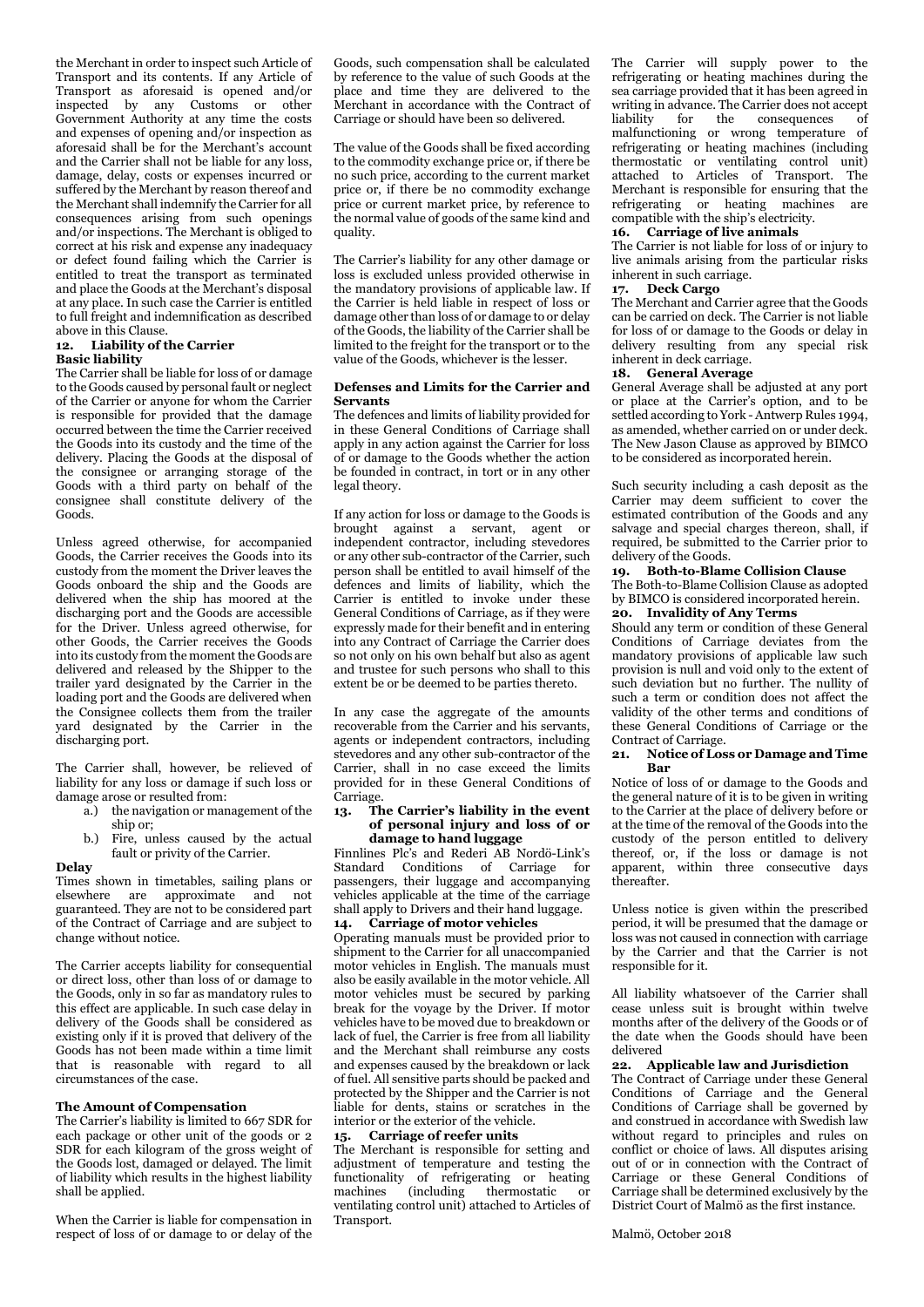the Merchant in order to inspect such Article of Transport and its contents. If any Article of Transport as aforesaid is opened and/or inspected by any Customs or other Government Authority at any time the costs and expenses of opening and/or inspection as aforesaid shall be for the Merchant's account and the Carrier shall not be liable for any loss, damage, delay, costs or expenses incurred or suffered by the Merchant by reason thereof and the Merchant shall indemnify the Carrier for all consequences arising from such openings and/or inspections. The Merchant is obliged to correct at his risk and expense any inadequacy or defect found failing which the Carrier is entitled to treat the transport as terminated and place the Goods at the Merchant's disposal at any place. In such case the Carrier is entitled to full freight and indemnification as described above in this Clause.

## 12. Liability of the Carrier

**Basic liability**

The Carrier shall be liable for loss of or damage to the Goods caused by personal fault or neglect of the Carrier or anyone for whom the Carrier is responsible for provided that the damage occurred between the time the Carrier received the Goods into its custody and the time of the delivery. Placing the Goods at the disposal of the consignee or arranging storage of the Goods with a third party on behalf of the consignee shall constitute delivery of the Goods.

Unless agreed otherwise, for accompanied Goods, the Carrier receives the Goods into its custody from the moment the Driver leaves the Goods onboard the ship and the Goods are delivered when the ship has moored at the discharging port and the Goods are accessible for the Driver. Unless agreed otherwise, for other Goods, the Carrier receives the Goods into its custody from the moment the Goods are delivered and released by the Shipper to the trailer yard designated by the Carrier in the loading port and the Goods are delivered when the Consignee collects them from the trailer yard designated by the Carrier in the discharging port.

The Carrier shall, however, be relieved of liability for any loss or damage if such loss or damage arose or resulted from:

a.) the navigation or management of the ship or;
b.) Fire, unless caused by the actual fault or privity of the Carrier.

**Delay**

Times shown in timetables, sailing plans or elsewhere are approximate and not guaranteed. They are not to be considered part of the Contract of Carriage and are subject to change without notice.

The Carrier accepts liability for consequential or direct loss, other than loss of or damage to the Goods, only in so far as mandatory rules to this effect are applicable. In such case delay in delivery of the Goods shall be considered as existing only if it is proved that delivery of the Goods has not been made within a time limit that is reasonable with regard to all circumstances of the case.

**The Amount of Compensation**

The Carrier's liability is limited to 667 SDR for each package or other unit of the goods or 2 SDR for each kilogram of the gross weight of the Goods lost, damaged or delayed. The limit of liability which results in the highest liability shall be applied.

When the Carrier is liable for compensation in respect of loss of or damage to or delay of the Goods, such compensation shall be calculated by reference to the value of such Goods at the place and time they are delivered to the Merchant in accordance with the Contract of Carriage or should have been so delivered.

The value of the Goods shall be fixed according to the commodity exchange price or, if there be no such price, according to the current market price or, if there be no commodity exchange price or current market price, by reference to the normal value of goods of the same kind and quality.

The Carrier's liability for any other damage or loss is excluded unless provided otherwise in the mandatory provisions of applicable law. If the Carrier is held liable in respect of loss or damage other than loss of or damage to or delay of the Goods, the liability of the Carrier shall be limited to the freight for the transport or to the value of the Goods, whichever is the lesser.

**Defenses and Limits for the Carrier and Servants**

The defences and limits of liability provided for in these General Conditions of Carriage shall apply in any action against the Carrier for loss of or damage to the Goods whether the action be founded in contract, in tort or in any other legal theory.

If any action for loss or damage to the Goods is brought against a servant, agent or independent contractor, including stevedores or any other sub-contractor of the Carrier, such person shall be entitled to avail himself of the defences and limits of liability, which the Carrier is entitled to invoke under these General Conditions of Carriage, as if they were expressly made for their benefit and in entering into any Contract of Carriage the Carrier does so not only on his own behalf but also as agent and trustee for such persons who shall to this extent be or be deemed to be parties thereto.

In any case the aggregate of the amounts recoverable from the Carrier and his servants, agents or independent contractors, including stevedores and any other sub-contractor of the Carrier, shall in no case exceed the limits provided for in these General Conditions of Carriage.

## 13. The Carrier's liability in the event of personal injury and loss of or damage to hand luggage

Finnlines Plc's and Rederi AB Nordö-Link's Standard Conditions of Carriage for passengers, their luggage and accompanying vehicles applicable at the time of the carriage shall apply to Drivers and their hand luggage.

## 14. Carriage of motor vehicles

Operating manuals must be provided prior to shipment to the Carrier for all unaccompanied motor vehicles in English. The manuals must also be easily available in the motor vehicle. All motor vehicles must be secured by parking break for the voyage by the Driver. If motor vehicles have to be moved due to breakdown or lack of fuel, the Carrier is free from all liability and the Merchant shall reimburse any costs and expenses caused by the breakdown or lack of fuel. All sensitive parts should be packed and protected by the Shipper and the Carrier is not liable for dents, stains or scratches in the interior or the exterior of the vehicle.

## 15. Carriage of reefer units

The Merchant is responsible for setting and adjustment of temperature and testing the functionality of refrigerating or heating machines (including thermostatic or ventilating control unit) attached to Articles of Transport.

The Carrier will supply power to the refrigerating or heating machines during the sea carriage provided that it has been agreed in writing in advance. The Carrier does not accept liability for the consequences of malfunctioning or wrong temperature of refrigerating or heating machines (including thermostatic or ventilating control unit) attached to Articles of Transport. The Merchant is responsible for ensuring that the refrigerating or heating machines are compatible with the ship's electricity.

## 16. Carriage of live animals

The Carrier is not liable for loss of or injury to live animals arising from the particular risks inherent in such carriage.

## 17. Deck Cargo

The Merchant and Carrier agree that the Goods can be carried on deck. The Carrier is not liable for loss of or damage to the Goods or delay in delivery resulting from any special risk inherent in deck carriage.

## 18. General Average

General Average shall be adjusted at any port or place at the Carrier's option, and to be settled according to York - Antwerp Rules 1994, as amended, whether carried on or under deck. The New Jason Clause as approved by BIMCO to be considered as incorporated herein.

Such security including a cash deposit as the Carrier may deem sufficient to cover the estimated contribution of the Goods and any salvage and special charges thereon, shall, if required, be submitted to the Carrier prior to delivery of the Goods.

## 19. Both-to-Blame Collision Clause

The Both-to-Blame Collision Clause as adopted by BIMCO is considered incorporated herein.

## 20. Invalidity of Any Terms

Should any term or condition of these General Conditions of Carriage deviates from the mandatory provisions of applicable law such provision is null and void only to the extent of such deviation but no further. The nullity of such a term or condition does not affect the validity of the other terms and conditions of these General Conditions of Carriage or the Contract of Carriage.

## 21. Notice of Loss or Damage and Time Bar

Notice of loss of or damage to the Goods and the general nature of it is to be given in writing to the Carrier at the place of delivery before or at the time of the removal of the Goods into the custody of the person entitled to delivery thereof, or, if the loss or damage is not apparent, within three consecutive days thereafter.

Unless notice is given within the prescribed period, it will be presumed that the damage or loss was not caused in connection with carriage by the Carrier and that the Carrier is not responsible for it.

All liability whatsoever of the Carrier shall cease unless suit is brought within twelve months after of the delivery of the Goods or of the date when the Goods should have been delivered

## 22. Applicable law and Jurisdiction

The Contract of Carriage under these General Conditions of Carriage and the General Conditions of Carriage shall be governed by and construed in accordance with Swedish law without regard to principles and rules on conflict or choice of laws. All disputes arising out of or in connection with the Contract of Carriage or these General Conditions of Carriage shall be determined exclusively by the District Court of Malmö as the first instance.

Malmö, October 2018